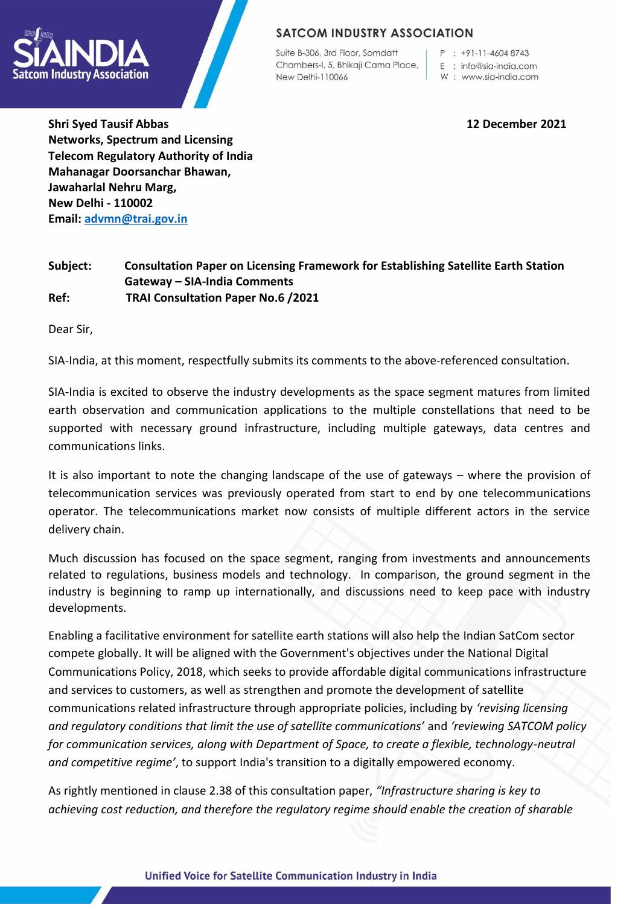**SATCOM INDUSTRY ASSOCIATION**

Suite B-306, 3rd Floor, Somdatt Chambers-I, 5, Bhikaji Cama Place, New Delhi-110066

P : +91-11-4604 8743
E : info@sia-india.com
W : www.sia-india.com

**Shri Syed Tausif Abbas**
**Networks, Spectrum and Licensing**
**Telecom Regulatory Authority of India**
**Mahanagar Doorsanchar Bhawan,**
**Jawaharlal Nehru Marg,**
**New Delhi - 110002**
**Email: advmn@trai.gov.in**

**12 December 2021**

**Subject: Consultation Paper on Licensing Framework for Establishing Satellite Earth Station Gateway – SIA-India Comments**

**Ref: TRAI Consultation Paper No.6 /2021**

Dear Sir,

SIA-India, at this moment, respectfully submits its comments to the above-referenced consultation.

SIA-India is excited to observe the industry developments as the space segment matures from limited earth observation and communication applications to the multiple constellations that need to be supported with necessary ground infrastructure, including multiple gateways, data centres and communications links.

It is also important to note the changing landscape of the use of gateways – where the provision of telecommunication services was previously operated from start to end by one telecommunications operator. The telecommunications market now consists of multiple different actors in the service delivery chain.

Much discussion has focused on the space segment, ranging from investments and announcements related to regulations, business models and technology. In comparison, the ground segment in the industry is beginning to ramp up internationally, and discussions need to keep pace with industry developments.

Enabling a facilitative environment for satellite earth stations will also help the Indian SatCom sector compete globally. It will be aligned with the Government's objectives under the National Digital Communications Policy, 2018, which seeks to provide affordable digital communications infrastructure and services to customers, as well as strengthen and promote the development of satellite communications related infrastructure through appropriate policies, including by *'revising licensing and regulatory conditions that limit the use of satellite communications'* and *'reviewing SATCOM policy for communication services, along with Department of Space, to create a flexible, technology-neutral and competitive regime'*, to support India's transition to a digitally empowered economy.

As rightly mentioned in clause 2.38 of this consultation paper, *"Infrastructure sharing is key to achieving cost reduction, and therefore the regulatory regime should enable the creation of sharable*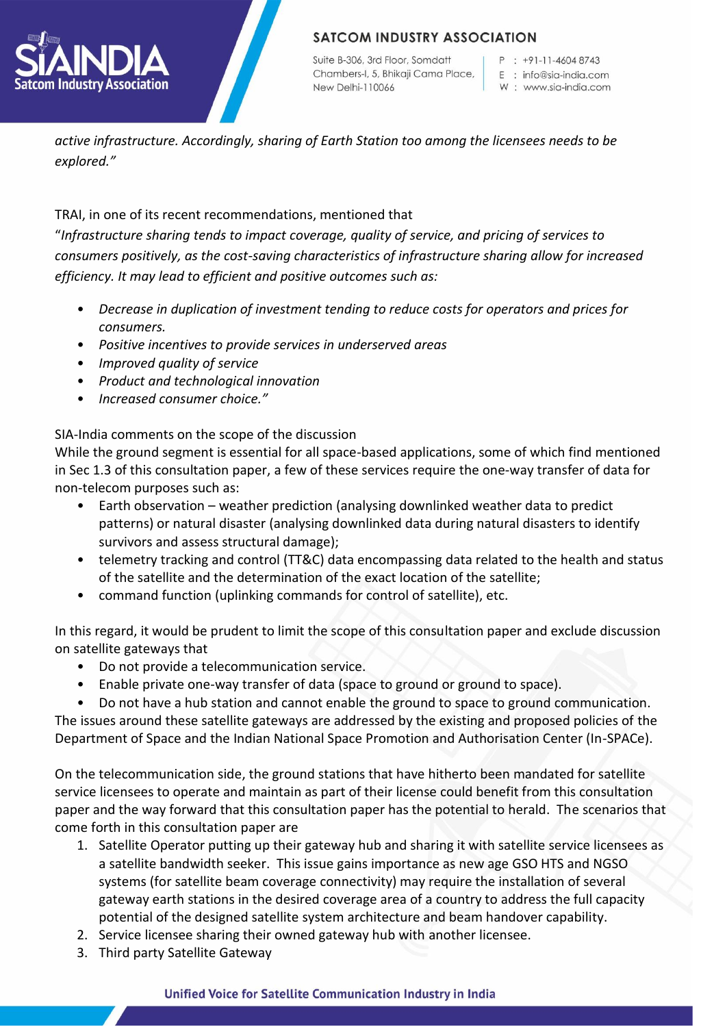*active infrastructure. Accordingly, sharing of Earth Station too among the licensees needs to be explored."*

TRAI, in one of its recent recommendations, mentioned that
"*Infrastructure sharing tends to impact coverage, quality of service, and pricing of services to consumers positively, as the cost-saving characteristics of infrastructure sharing allow for increased efficiency. It may lead to efficient and positive outcomes such as:*

- *Decrease in duplication of investment tending to reduce costs for operators and prices for consumers.*
- *Positive incentives to provide services in underserved areas*
- *Improved quality of service*
- *Product and technological innovation*
- *Increased consumer choice."*

SIA-India comments on the scope of the discussion
While the ground segment is essential for all space-based applications, some of which find mentioned in Sec 1.3 of this consultation paper, a few of these services require the one-way transfer of data for non-telecom purposes such as:

- Earth observation – weather prediction (analysing downlinked weather data to predict patterns) or natural disaster (analysing downlinked data during natural disasters to identify survivors and assess structural damage);
- telemetry tracking and control (TT&C) data encompassing data related to the health and status of the satellite and the determination of the exact location of the satellite;
- command function (uplinking commands for control of satellite), etc.

In this regard, it would be prudent to limit the scope of this consultation paper and exclude discussion on satellite gateways that

- Do not provide a telecommunication service.
- Enable private one-way transfer of data (space to ground or ground to space).
- Do not have a hub station and cannot enable the ground to space to ground communication.

The issues around these satellite gateways are addressed by the existing and proposed policies of the Department of Space and the Indian National Space Promotion and Authorisation Center (In-SPACe).

On the telecommunication side, the ground stations that have hitherto been mandated for satellite service licensees to operate and maintain as part of their license could benefit from this consultation paper and the way forward that this consultation paper has the potential to herald. The scenarios that come forth in this consultation paper are

1. Satellite Operator putting up their gateway hub and sharing it with satellite service licensees as a satellite bandwidth seeker. This issue gains importance as new age GSO HTS and NGSO systems (for satellite beam coverage connectivity) may require the installation of several gateway earth stations in the desired coverage area of a country to address the full capacity potential of the designed satellite system architecture and beam handover capability.
2. Service licensee sharing their owned gateway hub with another licensee.
3. Third party Satellite Gateway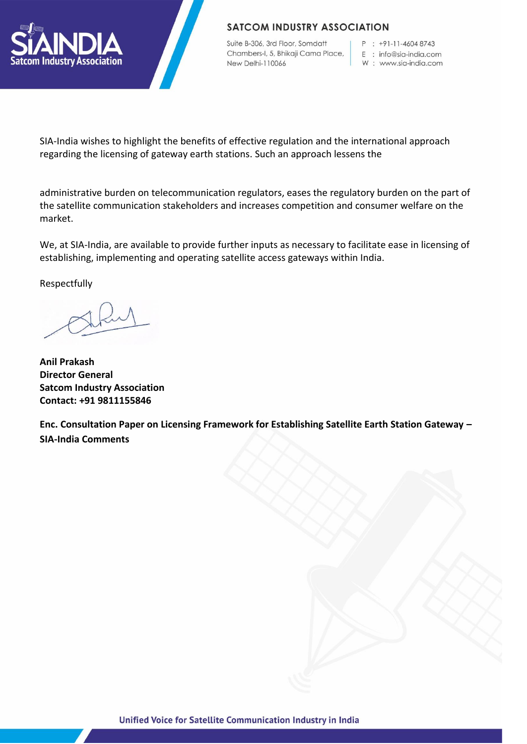SIA-India wishes to highlight the benefits of effective regulation and the international approach regarding the licensing of gateway earth stations. Such an approach lessens the administrative burden on telecommunication regulators, eases the regulatory burden on the part of the satellite communication stakeholders and increases competition and consumer welfare on the market.

We, at SIA-India, are available to provide further inputs as necessary to facilitate ease in licensing of establishing, implementing and operating satellite access gateways within India.

Respectfully

**Anil Prakash**
**Director General**
**Satcom Industry Association**
**Contact: +91 9811155846**

**Enc. Consultation Paper on Licensing Framework for Establishing Satellite Earth Station Gateway – SIA-India Comments**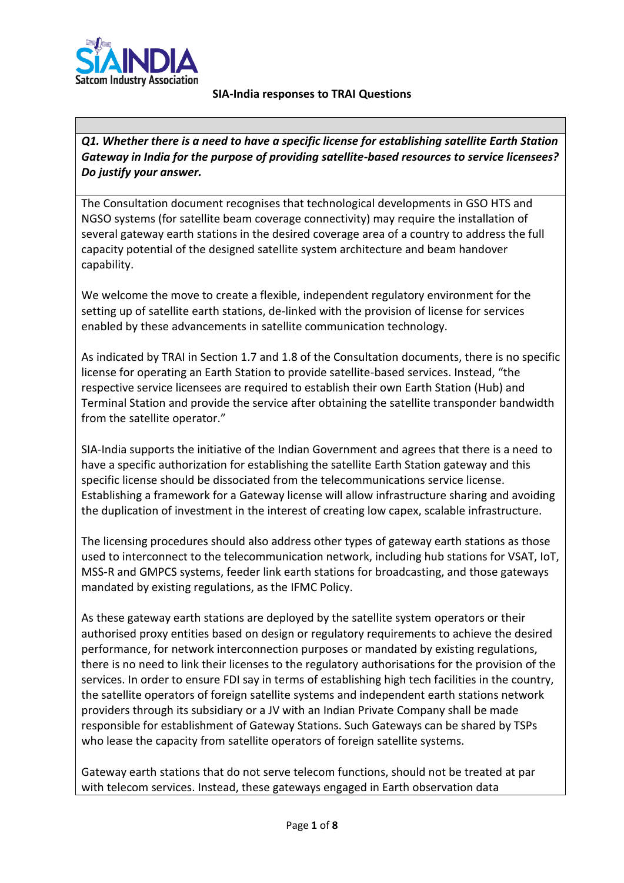**SIA-India responses to TRAI Questions**

***Q1. Whether there is a need to have a specific license for establishing satellite Earth Station Gateway in India for the purpose of providing satellite-based resources to service licensees? Do justify your answer.***

The Consultation document recognises that technological developments in GSO HTS and NGSO systems (for satellite beam coverage connectivity) may require the installation of several gateway earth stations in the desired coverage area of a country to address the full capacity potential of the designed satellite system architecture and beam handover capability.

We welcome the move to create a flexible, independent regulatory environment for the setting up of satellite earth stations, de-linked with the provision of license for services enabled by these advancements in satellite communication technology.

As indicated by TRAI in Section 1.7 and 1.8 of the Consultation documents, there is no specific license for operating an Earth Station to provide satellite-based services. Instead, "the respective service licensees are required to establish their own Earth Station (Hub) and Terminal Station and provide the service after obtaining the satellite transponder bandwidth from the satellite operator."

SIA-India supports the initiative of the Indian Government and agrees that there is a need to have a specific authorization for establishing the satellite Earth Station gateway and this specific license should be dissociated from the telecommunications service license. Establishing a framework for a Gateway license will allow infrastructure sharing and avoiding the duplication of investment in the interest of creating low capex, scalable infrastructure.

The licensing procedures should also address other types of gateway earth stations as those used to interconnect to the telecommunication network, including hub stations for VSAT, IoT, MSS-R and GMPCS systems, feeder link earth stations for broadcasting, and those gateways mandated by existing regulations, as the IFMC Policy.

As these gateway earth stations are deployed by the satellite system operators or their authorised proxy entities based on design or regulatory requirements to achieve the desired performance, for network interconnection purposes or mandated by existing regulations, there is no need to link their licenses to the regulatory authorisations for the provision of the services. In order to ensure FDI say in terms of establishing high tech facilities in the country, the satellite operators of foreign satellite systems and independent earth stations network providers through its subsidiary or a JV with an Indian Private Company shall be made responsible for establishment of Gateway Stations. Such Gateways can be shared by TSPs who lease the capacity from satellite operators of foreign satellite systems.

Gateway earth stations that do not serve telecom functions, should not be treated at par with telecom services. Instead, these gateways engaged in Earth observation data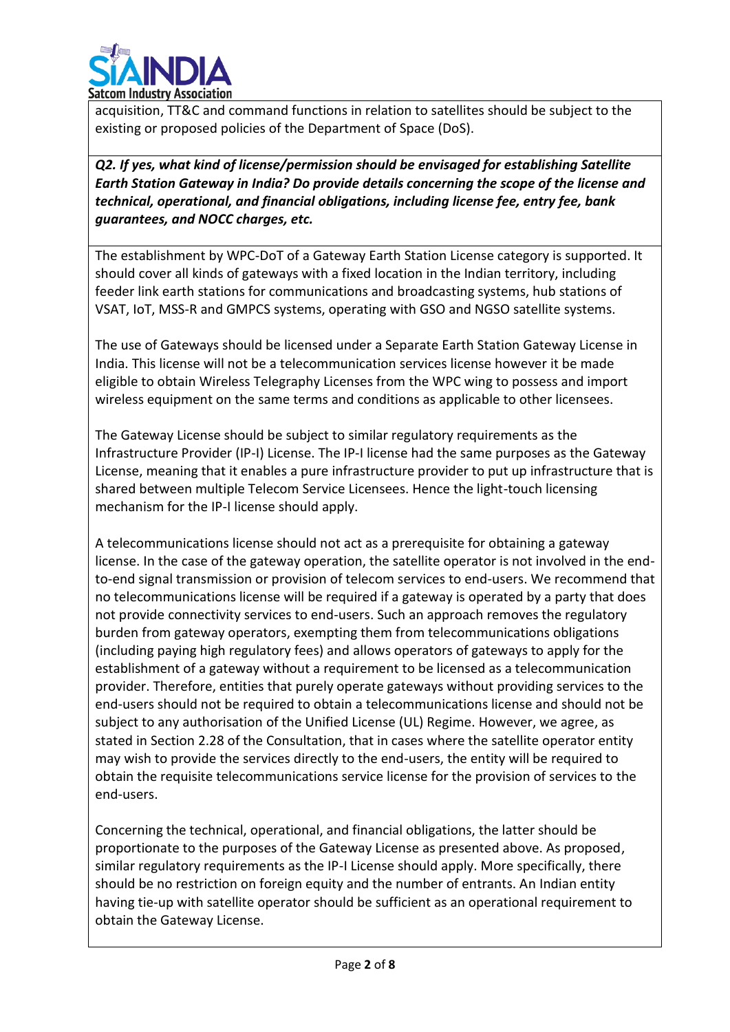acquisition, TT&C and command functions in relation to satellites should be subject to the existing or proposed policies of the Department of Space (DoS).

***Q2. If yes, what kind of license/permission should be envisaged for establishing Satellite Earth Station Gateway in India? Do provide details concerning the scope of the license and technical, operational, and financial obligations, including license fee, entry fee, bank guarantees, and NOCC charges, etc.***

The establishment by WPC-DoT of a Gateway Earth Station License category is supported. It should cover all kinds of gateways with a fixed location in the Indian territory, including feeder link earth stations for communications and broadcasting systems, hub stations of VSAT, IoT, MSS-R and GMPCS systems, operating with GSO and NGSO satellite systems.

The use of Gateways should be licensed under a Separate Earth Station Gateway License in India. This license will not be a telecommunication services license however it be made eligible to obtain Wireless Telegraphy Licenses from the WPC wing to possess and import wireless equipment on the same terms and conditions as applicable to other licensees.

The Gateway License should be subject to similar regulatory requirements as the Infrastructure Provider (IP-I) License. The IP-I license had the same purposes as the Gateway License, meaning that it enables a pure infrastructure provider to put up infrastructure that is shared between multiple Telecom Service Licensees. Hence the light-touch licensing mechanism for the IP-I license should apply.

A telecommunications license should not act as a prerequisite for obtaining a gateway license. In the case of the gateway operation, the satellite operator is not involved in the end-to-end signal transmission or provision of telecom services to end-users. We recommend that no telecommunications license will be required if a gateway is operated by a party that does not provide connectivity services to end-users. Such an approach removes the regulatory burden from gateway operators, exempting them from telecommunications obligations (including paying high regulatory fees) and allows operators of gateways to apply for the establishment of a gateway without a requirement to be licensed as a telecommunication provider. Therefore, entities that purely operate gateways without providing services to the end-users should not be required to obtain a telecommunications license and should not be subject to any authorisation of the Unified License (UL) Regime. However, we agree, as stated in Section 2.28 of the Consultation, that in cases where the satellite operator entity may wish to provide the services directly to the end-users, the entity will be required to obtain the requisite telecommunications service license for the provision of services to the end-users.

Concerning the technical, operational, and financial obligations, the latter should be proportionate to the purposes of the Gateway License as presented above. As proposed, similar regulatory requirements as the IP-I License should apply. More specifically, there should be no restriction on foreign equity and the number of entrants. An Indian entity having tie-up with satellite operator should be sufficient as an operational requirement to obtain the Gateway License.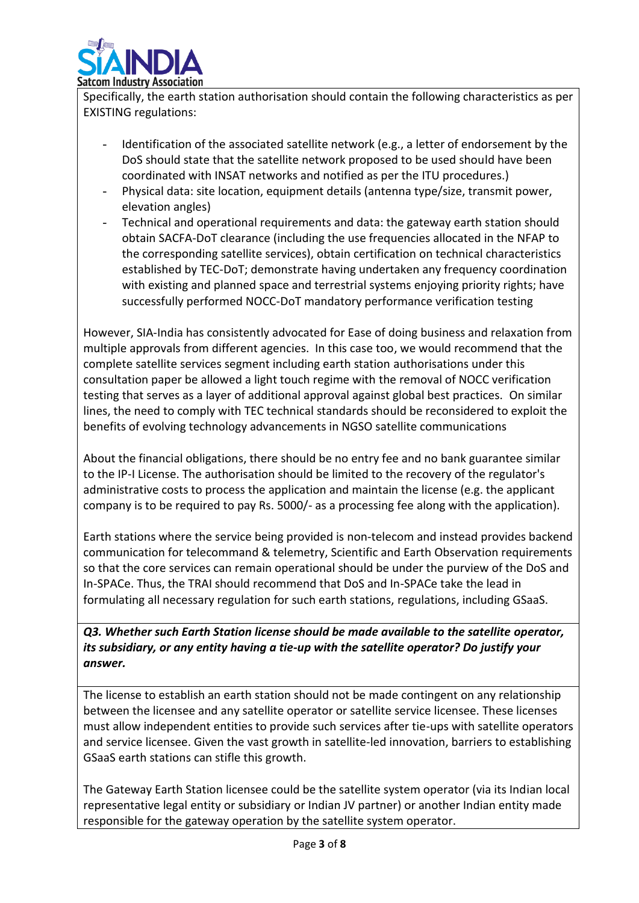Specifically, the earth station authorisation should contain the following characteristics as per EXISTING regulations:

- Identification of the associated satellite network (e.g., a letter of endorsement by the DoS should state that the satellite network proposed to be used should have been coordinated with INSAT networks and notified as per the ITU procedures.)
- Physical data: site location, equipment details (antenna type/size, transmit power, elevation angles)
- Technical and operational requirements and data: the gateway earth station should obtain SACFA-DoT clearance (including the use frequencies allocated in the NFAP to the corresponding satellite services), obtain certification on technical characteristics established by TEC-DoT; demonstrate having undertaken any frequency coordination with existing and planned space and terrestrial systems enjoying priority rights; have successfully performed NOCC-DoT mandatory performance verification testing

However, SIA-India has consistently advocated for Ease of doing business and relaxation from multiple approvals from different agencies. In this case too, we would recommend that the complete satellite services segment including earth station authorisations under this consultation paper be allowed a light touch regime with the removal of NOCC verification testing that serves as a layer of additional approval against global best practices. On similar lines, the need to comply with TEC technical standards should be reconsidered to exploit the benefits of evolving technology advancements in NGSO satellite communications

About the financial obligations, there should be no entry fee and no bank guarantee similar to the IP-I License. The authorisation should be limited to the recovery of the regulator's administrative costs to process the application and maintain the license (e.g. the applicant company is to be required to pay Rs. 5000/- as a processing fee along with the application).

Earth stations where the service being provided is non-telecom and instead provides backend communication for telecommand & telemetry, Scientific and Earth Observation requirements so that the core services can remain operational should be under the purview of the DoS and In-SPACe. Thus, the TRAI should recommend that DoS and In-SPACe take the lead in formulating all necessary regulation for such earth stations, regulations, including GSaaS.

***Q3. Whether such Earth Station license should be made available to the satellite operator, its subsidiary, or any entity having a tie-up with the satellite operator? Do justify your answer.***

The license to establish an earth station should not be made contingent on any relationship between the licensee and any satellite operator or satellite service licensee. These licenses must allow independent entities to provide such services after tie-ups with satellite operators and service licensee. Given the vast growth in satellite-led innovation, barriers to establishing GSaaS earth stations can stifle this growth.

The Gateway Earth Station licensee could be the satellite system operator (via its Indian local representative legal entity or subsidiary or Indian JV partner) or another Indian entity made responsible for the gateway operation by the satellite system operator.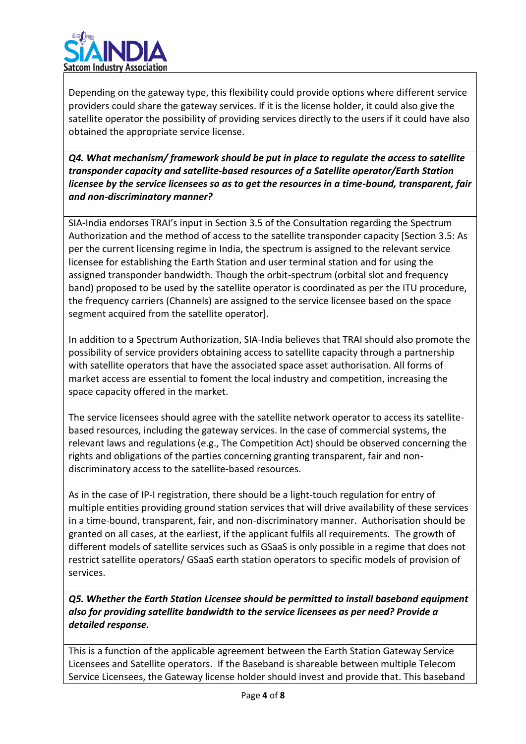Depending on the gateway type, this flexibility could provide options where different service providers could share the gateway services. If it is the license holder, it could also give the satellite operator the possibility of providing services directly to the users if it could have also obtained the appropriate service license.

***Q4. What mechanism/ framework should be put in place to regulate the access to satellite transponder capacity and satellite-based resources of a Satellite operator/Earth Station licensee by the service licensees so as to get the resources in a time-bound, transparent, fair and non-discriminatory manner?***

SIA-India endorses TRAI's input in Section 3.5 of the Consultation regarding the Spectrum Authorization and the method of access to the satellite transponder capacity [Section 3.5: As per the current licensing regime in India, the spectrum is assigned to the relevant service licensee for establishing the Earth Station and user terminal station and for using the assigned transponder bandwidth. Though the orbit-spectrum (orbital slot and frequency band) proposed to be used by the satellite operator is coordinated as per the ITU procedure, the frequency carriers (Channels) are assigned to the service licensee based on the space segment acquired from the satellite operator].

In addition to a Spectrum Authorization, SIA-India believes that TRAI should also promote the possibility of service providers obtaining access to satellite capacity through a partnership with satellite operators that have the associated space asset authorisation. All forms of market access are essential to foment the local industry and competition, increasing the space capacity offered in the market.

The service licensees should agree with the satellite network operator to access its satellite-based resources, including the gateway services. In the case of commercial systems, the relevant laws and regulations (e.g., The Competition Act) should be observed concerning the rights and obligations of the parties concerning granting transparent, fair and non-discriminatory access to the satellite-based resources.

As in the case of IP-I registration, there should be a light-touch regulation for entry of multiple entities providing ground station services that will drive availability of these services in a time-bound, transparent, fair, and non-discriminatory manner. Authorisation should be granted on all cases, at the earliest, if the applicant fulfils all requirements. The growth of different models of satellite services such as GSaaS is only possible in a regime that does not restrict satellite operators/ GSaaS earth station operators to specific models of provision of services.

***Q5. Whether the Earth Station Licensee should be permitted to install baseband equipment also for providing satellite bandwidth to the service licensees as per need? Provide a detailed response.***

This is a function of the applicable agreement between the Earth Station Gateway Service Licensees and Satellite operators. If the Baseband is shareable between multiple Telecom Service Licensees, the Gateway license holder should invest and provide that. This baseband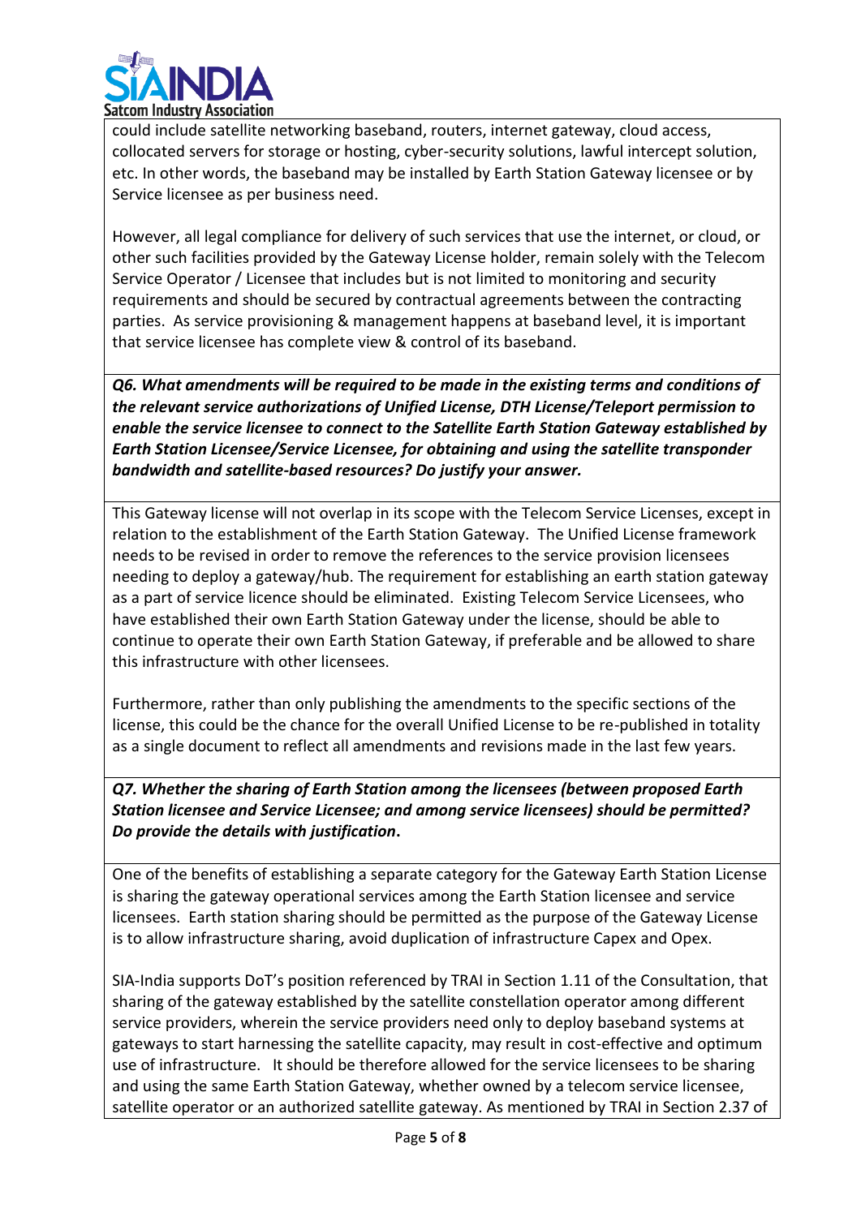could include satellite networking baseband, routers, internet gateway, cloud access, collocated servers for storage or hosting, cyber-security solutions, lawful intercept solution, etc. In other words, the baseband may be installed by Earth Station Gateway licensee or by Service licensee as per business need.

However, all legal compliance for delivery of such services that use the internet, or cloud, or other such facilities provided by the Gateway License holder, remain solely with the Telecom Service Operator / Licensee that includes but is not limited to monitoring and security requirements and should be secured by contractual agreements between the contracting parties. As service provisioning & management happens at baseband level, it is important that service licensee has complete view & control of its baseband.

***Q6. What amendments will be required to be made in the existing terms and conditions of the relevant service authorizations of Unified License, DTH License/Teleport permission to enable the service licensee to connect to the Satellite Earth Station Gateway established by Earth Station Licensee/Service Licensee, for obtaining and using the satellite transponder bandwidth and satellite-based resources? Do justify your answer.***

This Gateway license will not overlap in its scope with the Telecom Service Licenses, except in relation to the establishment of the Earth Station Gateway. The Unified License framework needs to be revised in order to remove the references to the service provision licensees needing to deploy a gateway/hub. The requirement for establishing an earth station gateway as a part of service licence should be eliminated. Existing Telecom Service Licensees, who have established their own Earth Station Gateway under the license, should be able to continue to operate their own Earth Station Gateway, if preferable and be allowed to share this infrastructure with other licensees.

Furthermore, rather than only publishing the amendments to the specific sections of the license, this could be the chance for the overall Unified License to be re-published in totality as a single document to reflect all amendments and revisions made in the last few years.

***Q7. Whether the sharing of Earth Station among the licensees (between proposed Earth Station licensee and Service Licensee; and among service licensees) should be permitted? Do provide the details with justification*.**

One of the benefits of establishing a separate category for the Gateway Earth Station License is sharing the gateway operational services among the Earth Station licensee and service licensees. Earth station sharing should be permitted as the purpose of the Gateway License is to allow infrastructure sharing, avoid duplication of infrastructure Capex and Opex.

SIA-India supports DoT's position referenced by TRAI in Section 1.11 of the Consultation, that sharing of the gateway established by the satellite constellation operator among different service providers, wherein the service providers need only to deploy baseband systems at gateways to start harnessing the satellite capacity, may result in cost-effective and optimum use of infrastructure. It should be therefore allowed for the service licensees to be sharing and using the same Earth Station Gateway, whether owned by a telecom service licensee, satellite operator or an authorized satellite gateway. As mentioned by TRAI in Section 2.37 of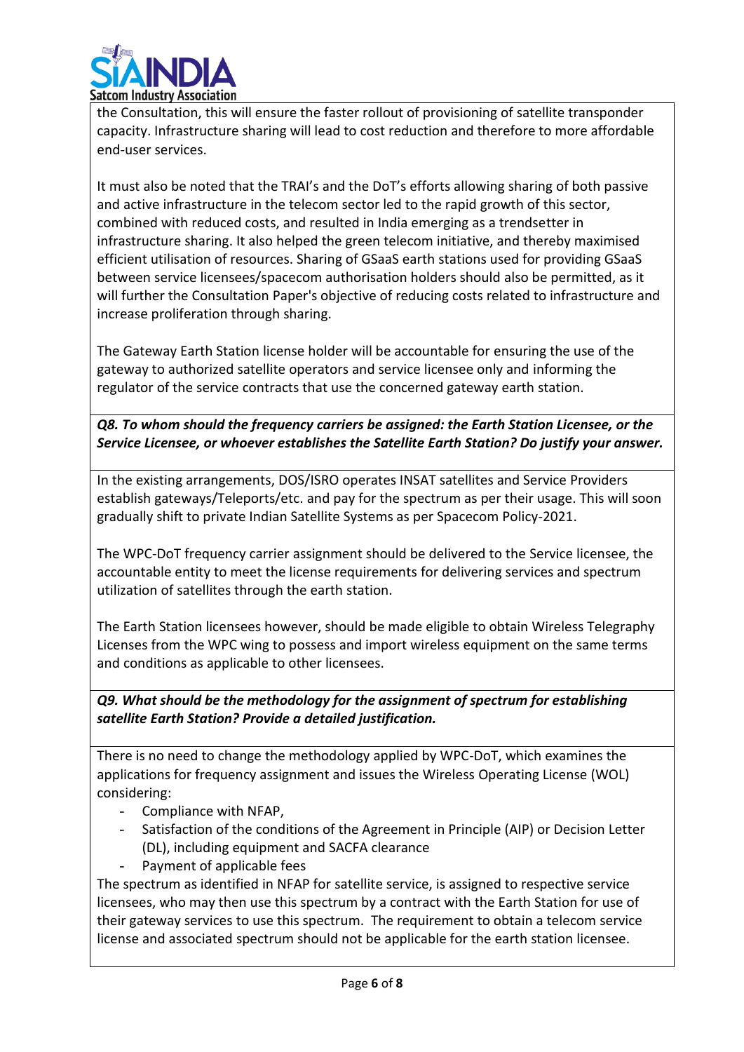the Consultation, this will ensure the faster rollout of provisioning of satellite transponder capacity. Infrastructure sharing will lead to cost reduction and therefore to more affordable end-user services.

It must also be noted that the TRAI's and the DoT's efforts allowing sharing of both passive and active infrastructure in the telecom sector led to the rapid growth of this sector, combined with reduced costs, and resulted in India emerging as a trendsetter in infrastructure sharing. It also helped the green telecom initiative, and thereby maximised efficient utilisation of resources. Sharing of GSaaS earth stations used for providing GSaaS between service licensees/spacecom authorisation holders should also be permitted, as it will further the Consultation Paper's objective of reducing costs related to infrastructure and increase proliferation through sharing.

The Gateway Earth Station license holder will be accountable for ensuring the use of the gateway to authorized satellite operators and service licensee only and informing the regulator of the service contracts that use the concerned gateway earth station.

***Q8. To whom should the frequency carriers be assigned: the Earth Station Licensee, or the Service Licensee, or whoever establishes the Satellite Earth Station? Do justify your answer.***

In the existing arrangements, DOS/ISRO operates INSAT satellites and Service Providers establish gateways/Teleports/etc. and pay for the spectrum as per their usage. This will soon gradually shift to private Indian Satellite Systems as per Spacecom Policy-2021.

The WPC-DoT frequency carrier assignment should be delivered to the Service licensee, the accountable entity to meet the license requirements for delivering services and spectrum utilization of satellites through the earth station.

The Earth Station licensees however, should be made eligible to obtain Wireless Telegraphy Licenses from the WPC wing to possess and import wireless equipment on the same terms and conditions as applicable to other licensees.

***Q9. What should be the methodology for the assignment of spectrum for establishing satellite Earth Station? Provide a detailed justification.***

There is no need to change the methodology applied by WPC-DoT, which examines the applications for frequency assignment and issues the Wireless Operating License (WOL) considering:

- Compliance with NFAP,
- Satisfaction of the conditions of the Agreement in Principle (AIP) or Decision Letter (DL), including equipment and SACFA clearance
- Payment of applicable fees

The spectrum as identified in NFAP for satellite service, is assigned to respective service licensees, who may then use this spectrum by a contract with the Earth Station for use of their gateway services to use this spectrum. The requirement to obtain a telecom service license and associated spectrum should not be applicable for the earth station licensee.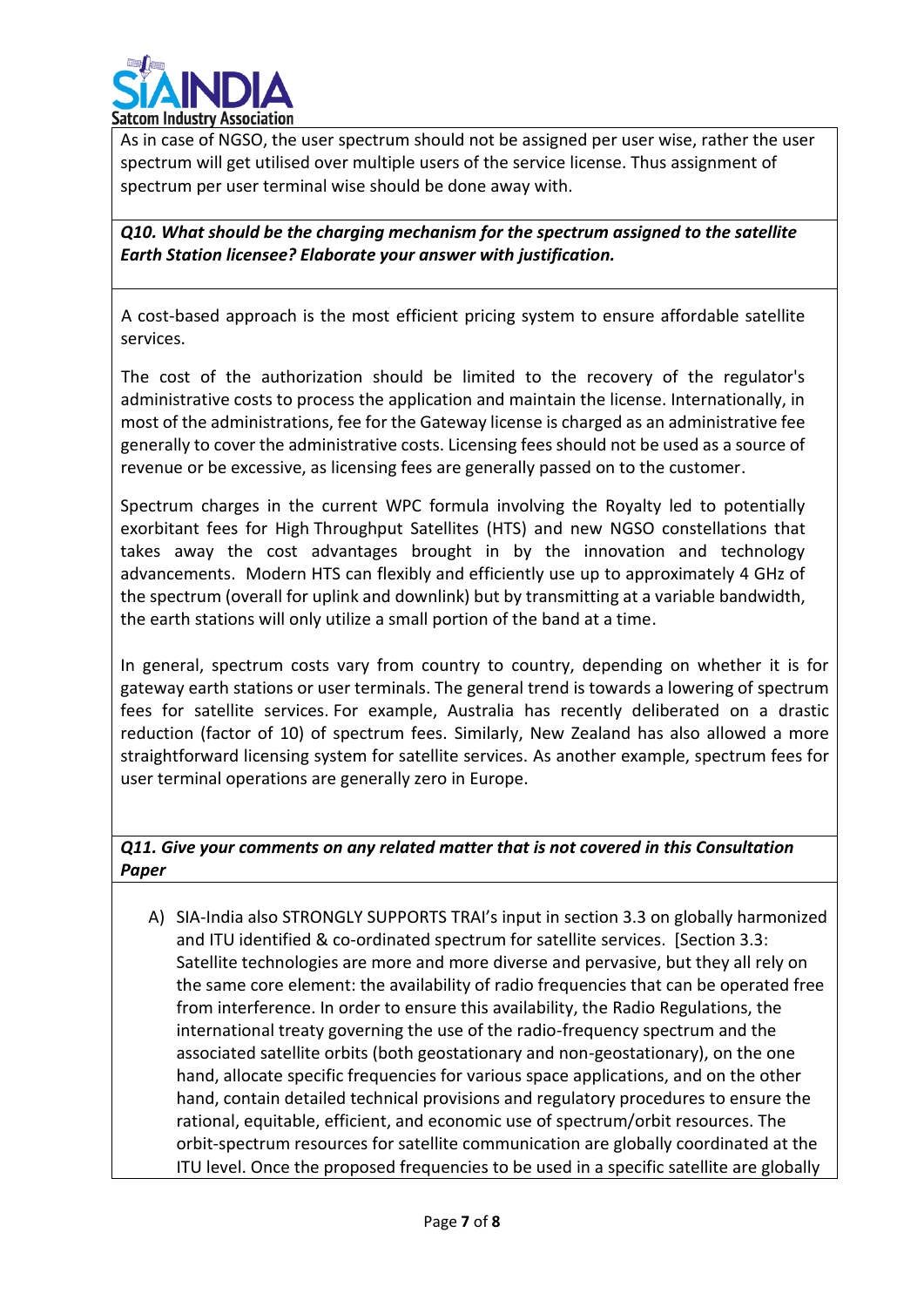As in case of NGSO, the user spectrum should not be assigned per user wise, rather the user spectrum will get utilised over multiple users of the service license. Thus assignment of spectrum per user terminal wise should be done away with.

***Q10. What should be the charging mechanism for the spectrum assigned to the satellite Earth Station licensee? Elaborate your answer with justification.***

A cost-based approach is the most efficient pricing system to ensure affordable satellite services.

The cost of the authorization should be limited to the recovery of the regulator's administrative costs to process the application and maintain the license. Internationally, in most of the administrations, fee for the Gateway license is charged as an administrative fee generally to cover the administrative costs. Licensing fees should not be used as a source of revenue or be excessive, as licensing fees are generally passed on to the customer.

Spectrum charges in the current WPC formula involving the Royalty led to potentially exorbitant fees for High Throughput Satellites (HTS) and new NGSO constellations that takes away the cost advantages brought in by the innovation and technology advancements. Modern HTS can flexibly and efficiently use up to approximately 4 GHz of the spectrum (overall for uplink and downlink) but by transmitting at a variable bandwidth, the earth stations will only utilize a small portion of the band at a time.

In general, spectrum costs vary from country to country, depending on whether it is for gateway earth stations or user terminals. The general trend is towards a lowering of spectrum fees for satellite services. For example, Australia has recently deliberated on a drastic reduction (factor of 10) of spectrum fees. Similarly, New Zealand has also allowed a more straightforward licensing system for satellite services. As another example, spectrum fees for user terminal operations are generally zero in Europe.

***Q11. Give your comments on any related matter that is not covered in this Consultation Paper***

A) SIA-India also STRONGLY SUPPORTS TRAI's input in section 3.3 on globally harmonized and ITU identified & co-ordinated spectrum for satellite services. [Section 3.3: Satellite technologies are more and more diverse and pervasive, but they all rely on the same core element: the availability of radio frequencies that can be operated free from interference. In order to ensure this availability, the Radio Regulations, the international treaty governing the use of the radio-frequency spectrum and the associated satellite orbits (both geostationary and non-geostationary), on the one hand, allocate specific frequencies for various space applications, and on the other hand, contain detailed technical provisions and regulatory procedures to ensure the rational, equitable, efficient, and economic use of spectrum/orbit resources. The orbit-spectrum resources for satellite communication are globally coordinated at the ITU level. Once the proposed frequencies to be used in a specific satellite are globally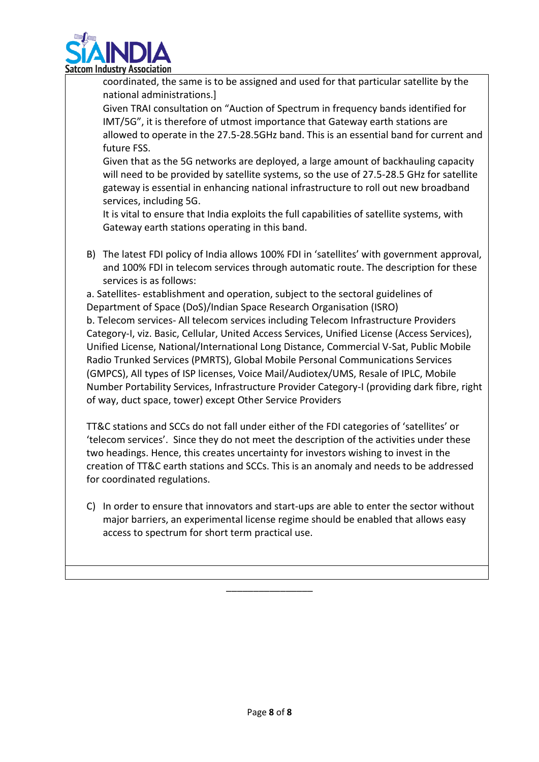coordinated, the same is to be assigned and used for that particular satellite by the national administrations.]

Given TRAI consultation on "Auction of Spectrum in frequency bands identified for IMT/5G", it is therefore of utmost importance that Gateway earth stations are allowed to operate in the 27.5-28.5GHz band. This is an essential band for current and future FSS.

Given that as the 5G networks are deployed, a large amount of backhauling capacity will need to be provided by satellite systems, so the use of 27.5-28.5 GHz for satellite gateway is essential in enhancing national infrastructure to roll out new broadband services, including 5G.

It is vital to ensure that India exploits the full capabilities of satellite systems, with Gateway earth stations operating in this band.

B) The latest FDI policy of India allows 100% FDI in 'satellites' with government approval, and 100% FDI in telecom services through automatic route. The description for these services is as follows:

a. Satellites- establishment and operation, subject to the sectoral guidelines of Department of Space (DoS)/Indian Space Research Organisation (ISRO)

b. Telecom services- All telecom services including Telecom Infrastructure Providers Category-I, viz. Basic, Cellular, United Access Services, Unified License (Access Services), Unified License, National/International Long Distance, Commercial V-Sat, Public Mobile Radio Trunked Services (PMRTS), Global Mobile Personal Communications Services (GMPCS), All types of ISP licenses, Voice Mail/Audiotex/UMS, Resale of IPLC, Mobile Number Portability Services, Infrastructure Provider Category-I (providing dark fibre, right of way, duct space, tower) except Other Service Providers

TT&C stations and SCCs do not fall under either of the FDI categories of 'satellites' or 'telecom services'. Since they do not meet the description of the activities under these two headings. Hence, this creates uncertainty for investors wishing to invest in the creation of TT&C earth stations and SCCs. This is an anomaly and needs to be addressed for coordinated regulations.

C) In order to ensure that innovators and start-ups are able to enter the sector without major barriers, an experimental license regime should be enabled that allows easy access to spectrum for short term practical use.

\_\_\_\_\_\_\_\_\_\_\_\_\_\_\_\_